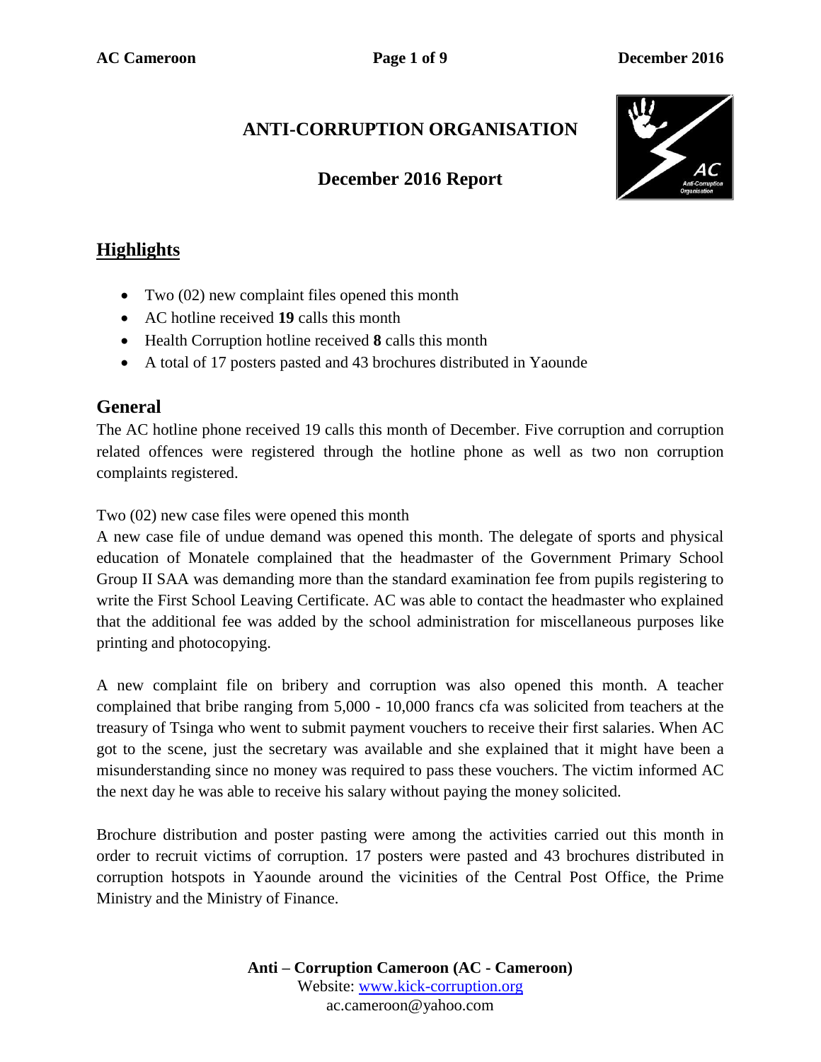# ANTI-CORRUPTION ORGANISATION

## December 2016 Report

## Highlights

- Two (02) new complaint files opened this month
- AC hotline received **19** calls this month
- Health Corruption hotline received **8** calls this month
- A total of 17 posters pasted and 43 brochures distributed in Yaounde

## General

The AC hotline phone received 19 calls this month of December. Five corruption and corruption related offences were registered through the hotline phone as well as two non corruption complaints registered.

Two (02) new case files were opened this month

A new case file of undue demand was opened this month. The delegate of sports and physical education of Monatele complained that the headmaster of the Government Primary School Group II SAA was demanding more than the standard examination fee from pupils registering to write the First School Leaving Certificate. AC was able to contact the headmaster who explained that the additional fee was added by the school administration for miscellaneous purposes like printing and photocopying.

A new complaint file on bribery and corruption was also opened this month. A teacher complained that bribe ranging from 5,000 - 10,000 francs cfa was solicited from teachers at the treasury of Tsinga who went to submit payment vouchers to receive their first salaries. When AC got to the scene, just the secretary was available and she explained that it might have been a misunderstanding since no money was required to pass these vouchers. The victim informed AC the next day he was able to receive his salary without paying the money solicited.

Brochure distribution and poster pasting were among the activities carried out this month in order to recruit victims of corruption. 17 posters were pasted and 43 brochures distributed in corruption hotspots in Yaounde around the vicinities of the Central Post Office, the Prime Ministry and the Ministry of Finance.

**Anti – Corruption Cameroon (AC - Cameroon)**
Website: www.kick-corruption.org
ac.cameroon@yahoo.com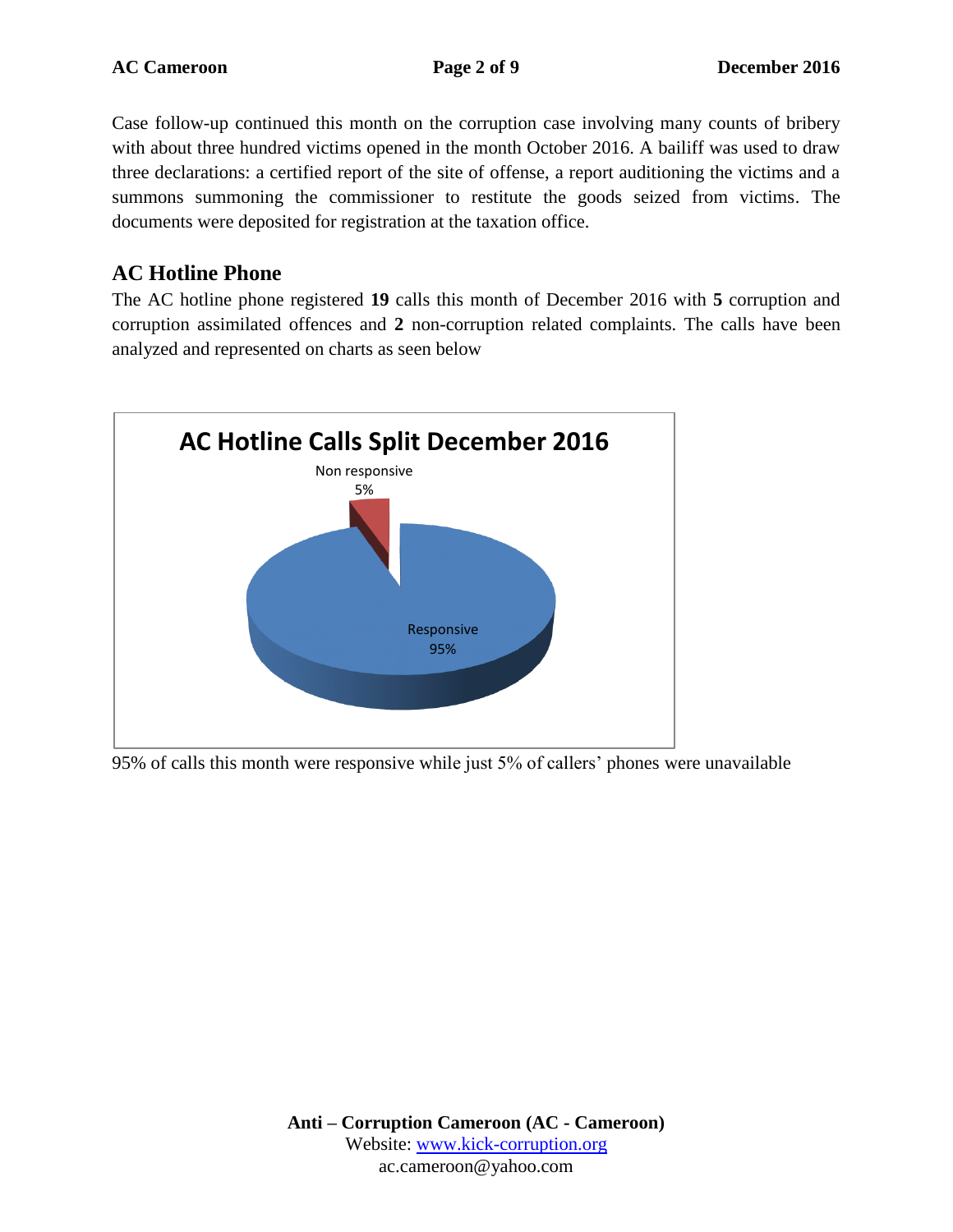Case follow-up continued this month on the corruption case involving many counts of bribery with about three hundred victims opened in the month October 2016. A bailiff was used to draw three declarations: a certified report of the site of offense, a report auditioning the victims and a summons summoning the commissioner to restitute the goods seized from victims. The documents were deposited for registration at the taxation office.

## AC Hotline Phone

The AC hotline phone registered **19** calls this month of December 2016 with **5** corruption and corruption assimilated offences and **2** non-corruption related complaints. The calls have been analyzed and represented on charts as seen below

**AC Hotline Calls Split December 2016**

| Category | Percentage |
| --- | --- |
| Non responsive | 5% |
| Responsive | 95% |

95% of calls this month were responsive while just 5% of callers' phones were unavailable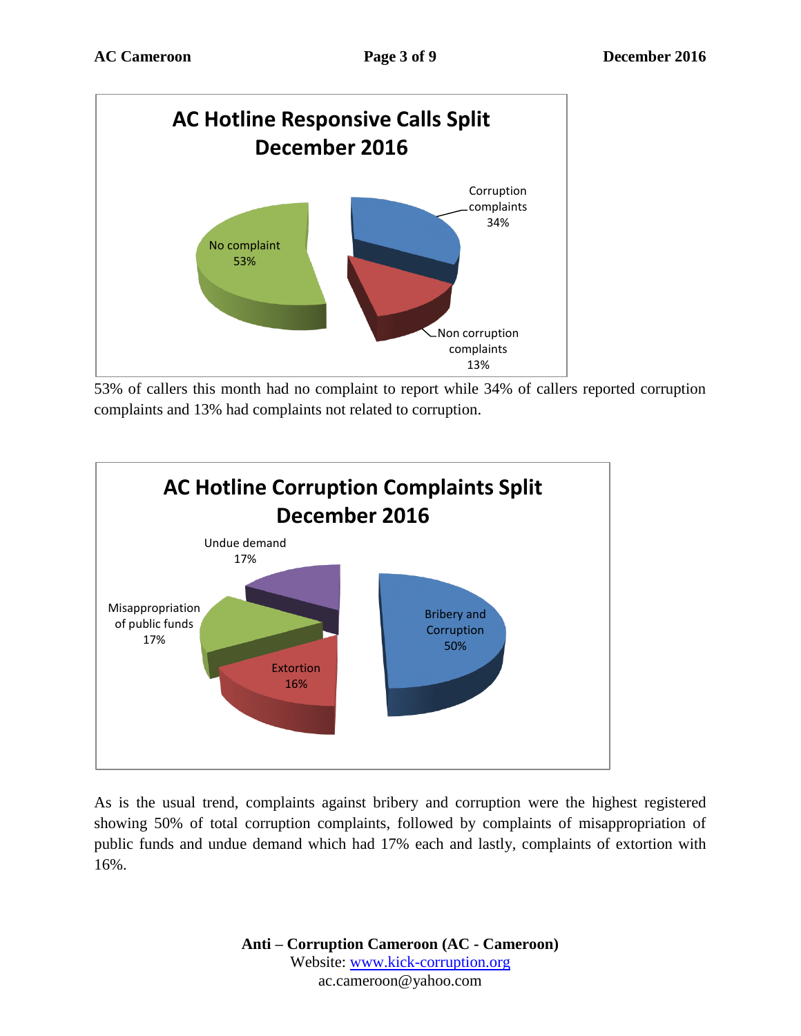**AC Hotline Responsive Calls Split December 2016**

- No complaint 53%
- Corruption complaints 34%
- Non corruption complaints 13%

53% of callers this month had no complaint to report while 34% of callers reported corruption complaints and 13% had complaints not related to corruption.

**AC Hotline Corruption Complaints Split December 2016**

- Bribery and Corruption 50%
- Undue demand 17%
- Misappropriation of public funds 17%
- Extortion 16%

As is the usual trend, complaints against bribery and corruption were the highest registered showing 50% of total corruption complaints, followed by complaints of misappropriation of public funds and undue demand which had 17% each and lastly, complaints of extortion with 16%.

**Anti – Corruption Cameroon (AC - Cameroon)**
Website: www.kick-corruption.org
ac.cameroon@yahoo.com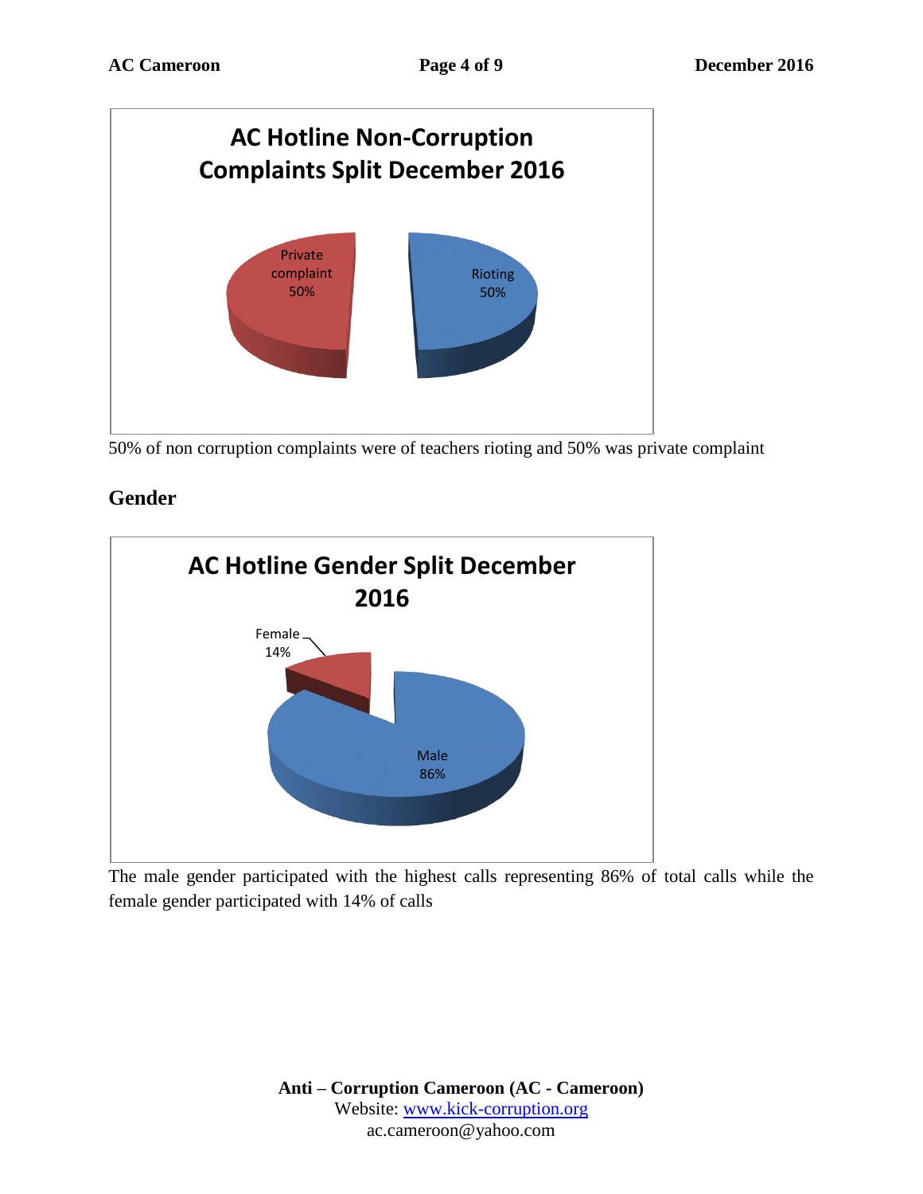50% of non corruption complaints were of teachers rioting and 50% was private complaint

## Gender

The male gender participated with the highest calls representing 86% of total calls while the female gender participated with 14% of calls

**Anti – Corruption Cameroon (AC - Cameroon)**
Website: www.kick-corruption.org
ac.cameroon@yahoo.com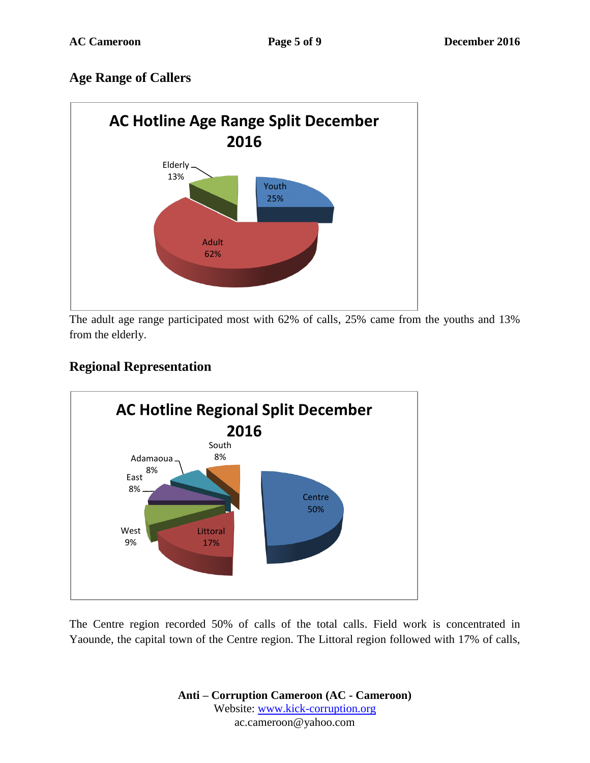## Age Range of Callers

The adult age range participated most with 62% of calls, 25% came from the youths and 13% from the elderly.

## Regional Representation

The Centre region recorded 50% of calls of the total calls. Field work is concentrated in Yaounde, the capital town of the Centre region. The Littoral region followed with 17% of calls,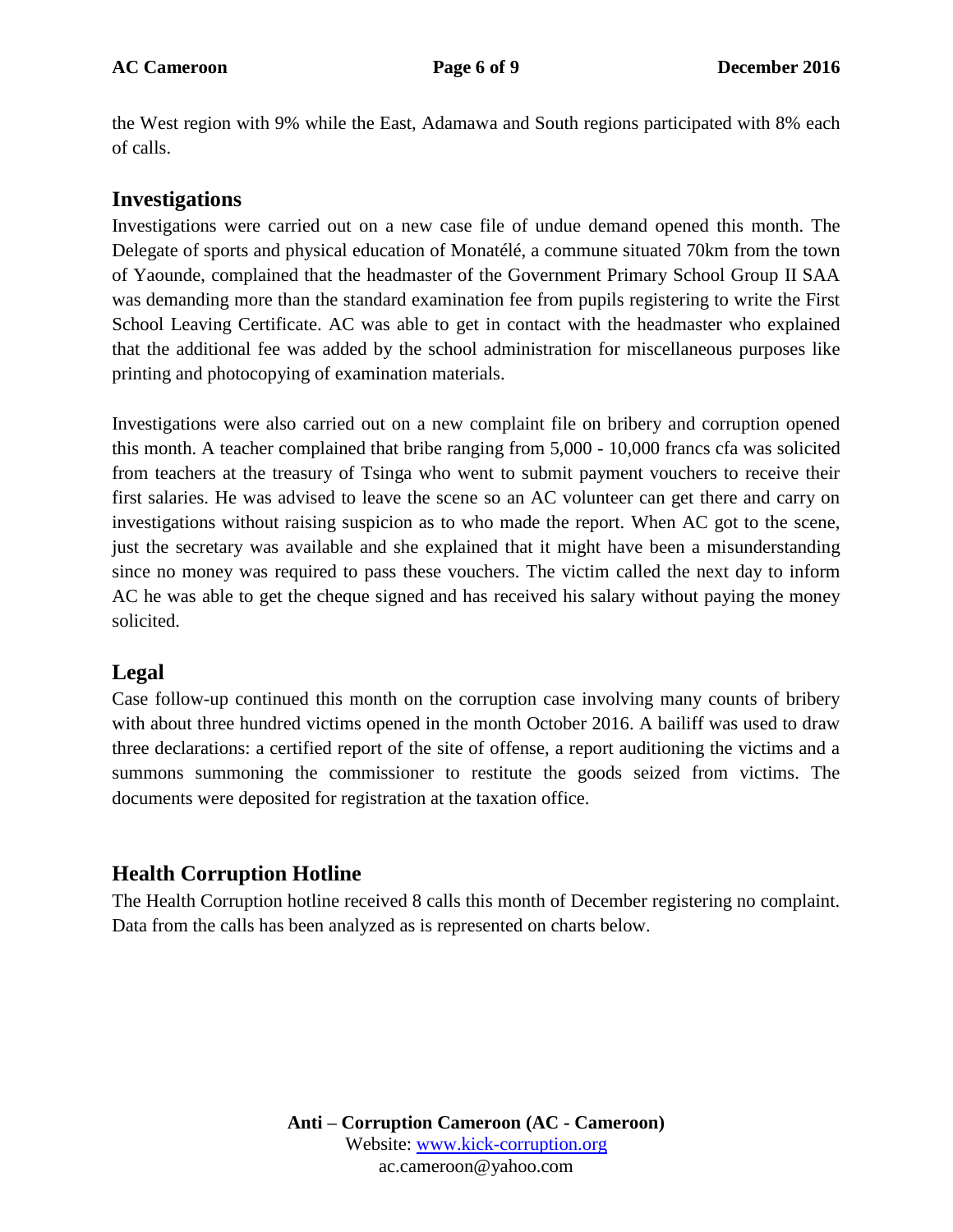the West region with 9% while the East, Adamawa and South regions participated with 8% each of calls.

## Investigations

Investigations were carried out on a new case file of undue demand opened this month. The Delegate of sports and physical education of Monatélé, a commune situated 70km from the town of Yaounde, complained that the headmaster of the Government Primary School Group II SAA was demanding more than the standard examination fee from pupils registering to write the First School Leaving Certificate. AC was able to get in contact with the headmaster who explained that the additional fee was added by the school administration for miscellaneous purposes like printing and photocopying of examination materials.

Investigations were also carried out on a new complaint file on bribery and corruption opened this month. A teacher complained that bribe ranging from 5,000 - 10,000 francs cfa was solicited from teachers at the treasury of Tsinga who went to submit payment vouchers to receive their first salaries. He was advised to leave the scene so an AC volunteer can get there and carry on investigations without raising suspicion as to who made the report. When AC got to the scene, just the secretary was available and she explained that it might have been a misunderstanding since no money was required to pass these vouchers. The victim called the next day to inform AC he was able to get the cheque signed and has received his salary without paying the money solicited.

## Legal

Case follow-up continued this month on the corruption case involving many counts of bribery with about three hundred victims opened in the month October 2016. A bailiff was used to draw three declarations: a certified report of the site of offense, a report auditioning the victims and a summons summoning the commissioner to restitute the goods seized from victims. The documents were deposited for registration at the taxation office.

## Health Corruption Hotline

The Health Corruption hotline received 8 calls this month of December registering no complaint. Data from the calls has been analyzed as is represented on charts below.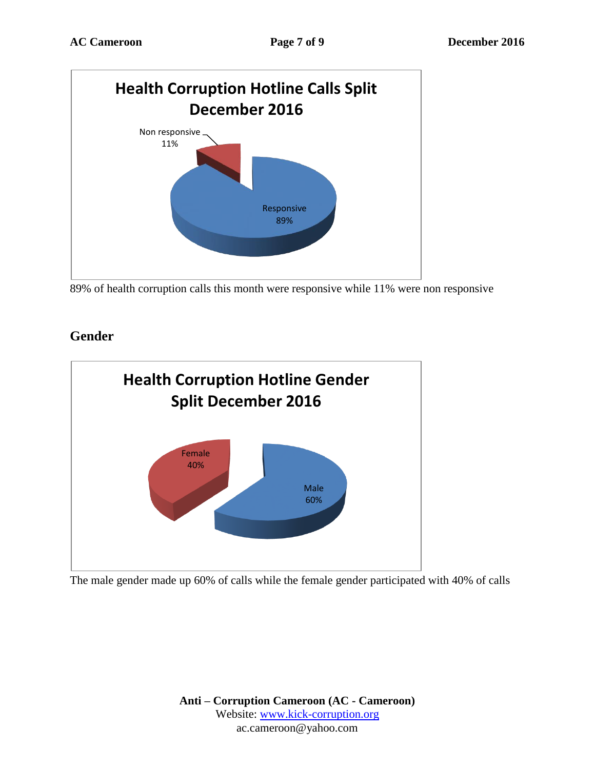**Health Corruption Hotline Calls Split December 2016**

Non responsive 11%

Responsive 89%

89% of health corruption calls this month were responsive while 11% were non responsive

## Gender

**Health Corruption Hotline Gender Split December 2016**

Female 40%

Male 60%

The male gender made up 60% of calls while the female gender participated with 40% of calls

**Anti – Corruption Cameroon (AC - Cameroon)**
Website: www.kick-corruption.org
ac.cameroon@yahoo.com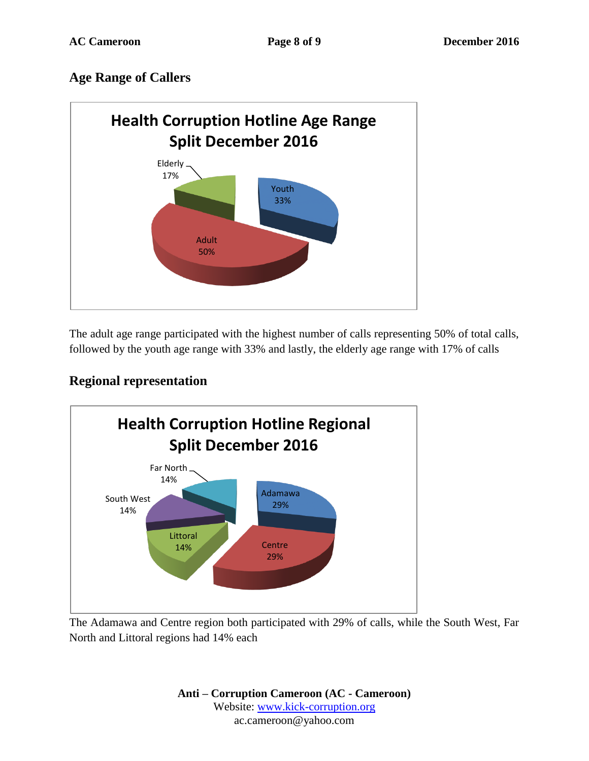## Age Range of Callers

**Health Corruption Hotline Age Range Split December 2016**

| Age Range | Share |
|---|---|
| Youth | 33% |
| Adult | 50% |
| Elderly | 17% |

The adult age range participated with the highest number of calls representing 50% of total calls, followed by the youth age range with 33% and lastly, the elderly age range with 17% of calls

## Regional representation

**Health Corruption Hotline Regional Split December 2016**

| Region | Share |
|---|---|
| Adamawa | 29% |
| Centre | 29% |
| Littoral | 14% |
| South West | 14% |
| Far North | 14% |

The Adamawa and Centre region both participated with 29% of calls, while the South West, Far North and Littoral regions had 14% each

**Anti – Corruption Cameroon (AC - Cameroon)**
Website: www.kick-corruption.org
ac.cameroon@yahoo.com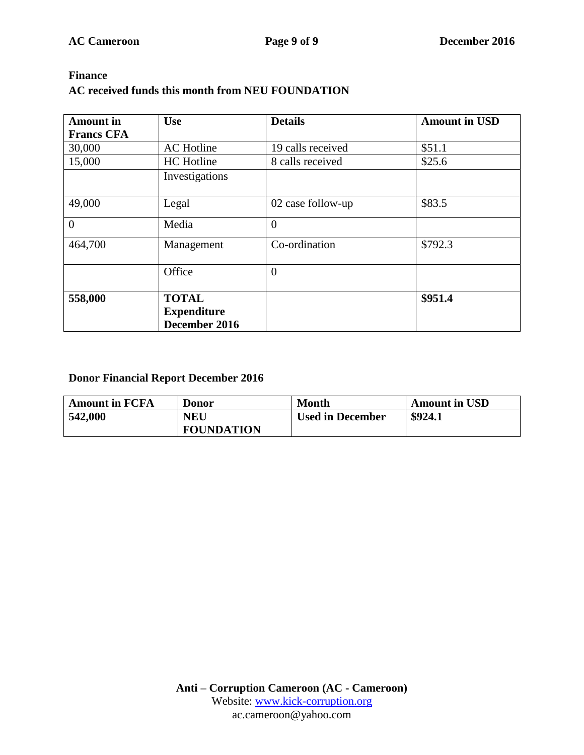**Finance**

**AC received funds this month from NEU FOUNDATION**

| **Amount in Francs CFA** | **Use** | **Details** | **Amount in USD** |
|---|---|---|---|
| 30,000 | AC Hotline | 19 calls received | $51.1 |
| 15,000 | HC Hotline | 8 calls received | $25.6 |
| | Investigations | | |
| 49,000 | Legal | 02 case follow-up | $83.5 |
| 0 | Media | 0 | |
| 464,700 | Management | Co-ordination | $792.3 |
| | Office | 0 | |
| **558,000** | **TOTAL Expenditure December 2016** | | **$951.4** |

**Donor Financial Report December 2016**

| **Amount in FCFA** | **Donor** | **Month** | **Amount in USD** |
|---|---|---|---|
| **542,000** | **NEU FOUNDATION** | **Used in December** | **$924.1** |

**Anti – Corruption Cameroon (AC - Cameroon)**
Website: www.kick-corruption.org
ac.cameroon@yahoo.com